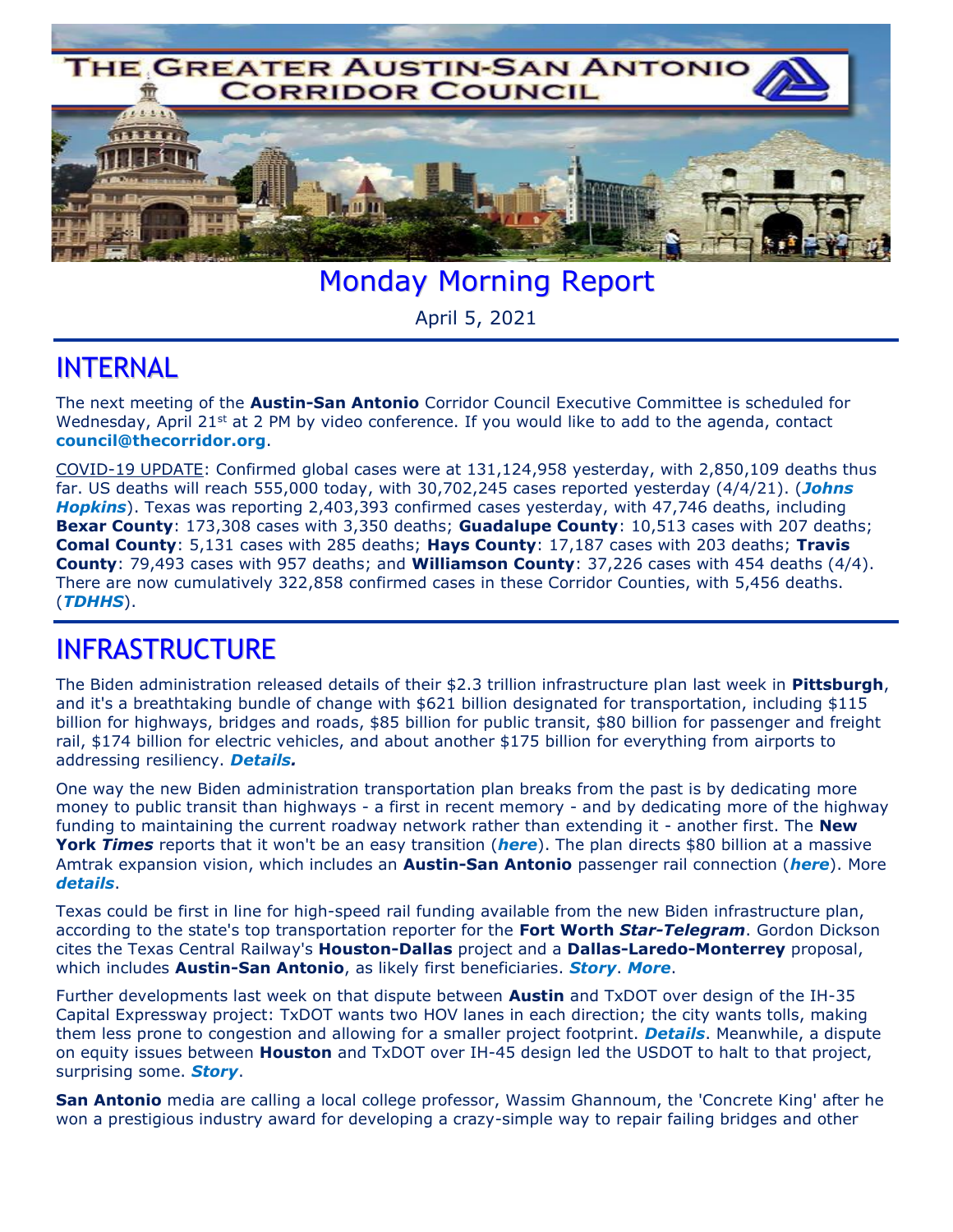# THE GREATER AUSTIN-SAN ANTONIO CORRIDOR COUNCIL

## Monday Morning Report

April 5, 2021

## INTERNAL

The next meeting of the **Austin-San Antonio** Corridor Council Executive Committee is scheduled for Wednesday, April 21st at 2 PM by video conference. If you would like to add to the agenda, contact **council@thecorridor.org**.

COVID-19 UPDATE: Confirmed global cases were at 131,124,958 yesterday, with 2,850,109 deaths thus far. US deaths will reach 555,000 today, with 30,702,245 cases reported yesterday (4/4/21). (***Johns Hopkins***). Texas was reporting 2,403,393 confirmed cases yesterday, with 47,746 deaths, including **Bexar County**: 173,308 cases with 3,350 deaths; **Guadalupe County**: 10,513 cases with 207 deaths; **Comal County**: 5,131 cases with 285 deaths; **Hays County**: 17,187 cases with 203 deaths; **Travis County**: 79,493 cases with 957 deaths; and **Williamson County**: 37,226 cases with 454 deaths (4/4). There are now cumulatively 322,858 confirmed cases in these Corridor Counties, with 5,456 deaths. (***TDHHS***).

## INFRASTRUCTURE

The Biden administration released details of their $2.3 trillion infrastructure plan last week in **Pittsburgh**, and it's a breathtaking bundle of change with $621 billion designated for transportation, including $115 billion for highways, bridges and roads, $85 billion for public transit, $80 billion for passenger and freight rail, $174 billion for electric vehicles, and about another $175 billion for everything from airports to addressing resiliency. ***Details.***

One way the new Biden administration transportation plan breaks from the past is by dedicating more money to public transit than highways - a first in recent memory - and by dedicating more of the highway funding to maintaining the current roadway network rather than extending it - another first. The **New York *Times*** reports that it won't be an easy transition (***here***). The plan directs $80 billion at a massive Amtrak expansion vision, which includes an **Austin-San Antonio** passenger rail connection (***here***). More ***details***.

Texas could be first in line for high-speed rail funding available from the new Biden infrastructure plan, according to the state's top transportation reporter for the **Fort Worth *Star-Telegram***. Gordon Dickson cites the Texas Central Railway's **Houston-Dallas** project and a **Dallas-Laredo-Monterrey** proposal, which includes **Austin-San Antonio**, as likely first beneficiaries. ***Story***. ***More***.

Further developments last week on that dispute between **Austin** and TxDOT over design of the IH-35 Capital Expressway project: TxDOT wants two HOV lanes in each direction; the city wants tolls, making them less prone to congestion and allowing for a smaller project footprint. ***Details***. Meanwhile, a dispute on equity issues between **Houston** and TxDOT over IH-45 design led the USDOT to halt to that project, surprising some. ***Story***.

**San Antonio** media are calling a local college professor, Wassim Ghannoum, the 'Concrete King' after he won a prestigious industry award for developing a crazy-simple way to repair failing bridges and other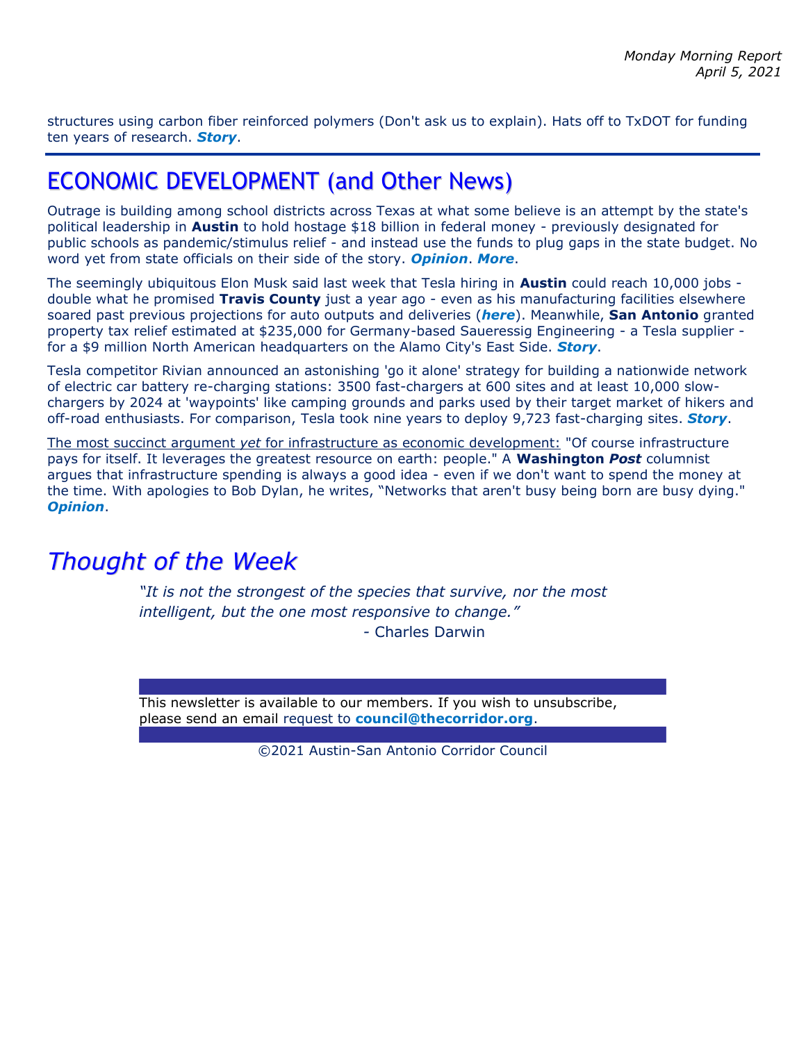structures using carbon fiber reinforced polymers (Don't ask us to explain). Hats off to TxDOT for funding ten years of research. ***Story***.

---

## ECONOMIC DEVELOPMENT (and Other News)

Outrage is building among school districts across Texas at what some believe is an attempt by the state's political leadership in **Austin** to hold hostage $18 billion in federal money - previously designated for public schools as pandemic/stimulus relief - and instead use the funds to plug gaps in the state budget. No word yet from state officials on their side of the story. ***Opinion***. ***More***.

The seemingly ubiquitous Elon Musk said last week that Tesla hiring in **Austin** could reach 10,000 jobs - double what he promised **Travis County** just a year ago - even as his manufacturing facilities elsewhere soared past previous projections for auto outputs and deliveries (***here***). Meanwhile, **San Antonio** granted property tax relief estimated at $235,000 for Germany-based Saueressig Engineering - a Tesla supplier - for a $9 million North American headquarters on the Alamo City's East Side. ***Story***.

Tesla competitor Rivian announced an astonishing 'go it alone' strategy for building a nationwide network of electric car battery re-charging stations: 3500 fast-chargers at 600 sites and at least 10,000 slow-chargers by 2024 at 'waypoints' like camping grounds and parks used by their target market of hikers and off-road enthusiasts. For comparison, Tesla took nine years to deploy 9,723 fast-charging sites. ***Story***.

<u>The most succinct argument *yet* for infrastructure as economic development:</u> "Of course infrastructure pays for itself. It leverages the greatest resource on earth: people." A **Washington *Post*** columnist argues that infrastructure spending is always a good idea - even if we don't want to spend the money at the time. With apologies to Bob Dylan, he writes, "Networks that aren't busy being born are busy dying." ***Opinion***.

## *Thought of the Week*

> *"It is not the strongest of the species that survive, nor the most intelligent, but the one most responsive to change."*
>
> \- Charles Darwin

---

This newsletter is available to our members. If you wish to unsubscribe, please send an email request to **council@thecorridor.org**.

---

©2021 Austin-San Antonio Corridor Council